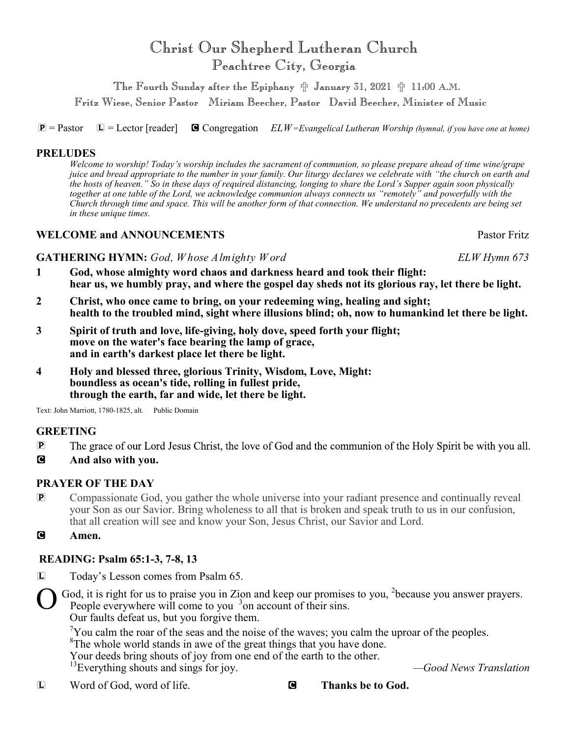# Christ Our Shepherd Lutheran Church

## Peachtree City, Georgia

The Fourth Sunday after the Epiphany ✠ January 31, 2021 ✠ 11:00 A.M.

Fritz Wiese, Senior Pastor    Miriam Beecher, Pastor    David Beecher, Minister of Music

**P** = Pastor    **L** = Lector [reader]    **C** Congregation    *ELW=Evangelical Lutheran Worship (hymnal, if you have one at home)*

### PRELUDES

*Welcome to worship! Today's worship includes the sacrament of communion, so please prepare ahead of time wine/grape juice and bread appropriate to the number in your family. Our liturgy declares we celebrate with "the church on earth and the hosts of heaven." So in these days of required distancing, longing to share the Lord's Supper again soon physically together at one table of the Lord, we acknowledge communion always connects us "remotely" and powerfully with the Church through time and space. This will be another form of that connection. We understand no precedents are being set in these unique times.*

### WELCOME and ANNOUNCEMENTS

Pastor Fritz

### GATHERING HYMN: *God, Whose Almighty Word*

*ELW Hymn 673*

**1 God, whose almighty word chaos and darkness heard and took their flight: hear us, we humbly pray, and where the gospel day sheds not its glorious ray, let there be light.**

**2 Christ, who once came to bring, on your redeeming wing, healing and sight; health to the troubled mind, sight where illusions blind; oh, now to humankind let there be light.**

**3 Spirit of truth and love, life-giving, holy dove, speed forth your flight; move on the water's face bearing the lamp of grace, and in earth's darkest place let there be light.**

**4 Holy and blessed three, glorious Trinity, Wisdom, Love, Might: boundless as ocean's tide, rolling in fullest pride, through the earth, far and wide, let there be light.**

Text: John Marriott, 1780-1825, alt.    Public Domain

### GREETING

**P** The grace of our Lord Jesus Christ, the love of God and the communion of the Holy Spirit be with you all.

**C** **And also with you.**

### PRAYER OF THE DAY

**P** Compassionate God, you gather the whole universe into your radiant presence and continually reveal your Son as our Savior. Bring wholeness to all that is broken and speak truth to us in our confusion, that all creation will see and know your Son, Jesus Christ, our Savior and Lord.

**C** **Amen.**

### READING: Psalm 65:1-3, 7-8, 13

**L** Today's Lesson comes from Psalm 65.

O God, it is right for us to praise you in Zion and keep our promises to you, [2]because you answer prayers.
People everywhere will come to you [3]on account of their sins.
Our faults defeat us, but you forgive them.

[7]You calm the roar of the seas and the noise of the waves; you calm the uproar of the peoples.
[8]The whole world stands in awe of the great things that you have done.
Your deeds bring shouts of joy from one end of the earth to the other.
[13]Everything shouts and sings for joy.    *—Good News Translation*

**L** Word of God, word of life.    **C** **Thanks be to God.**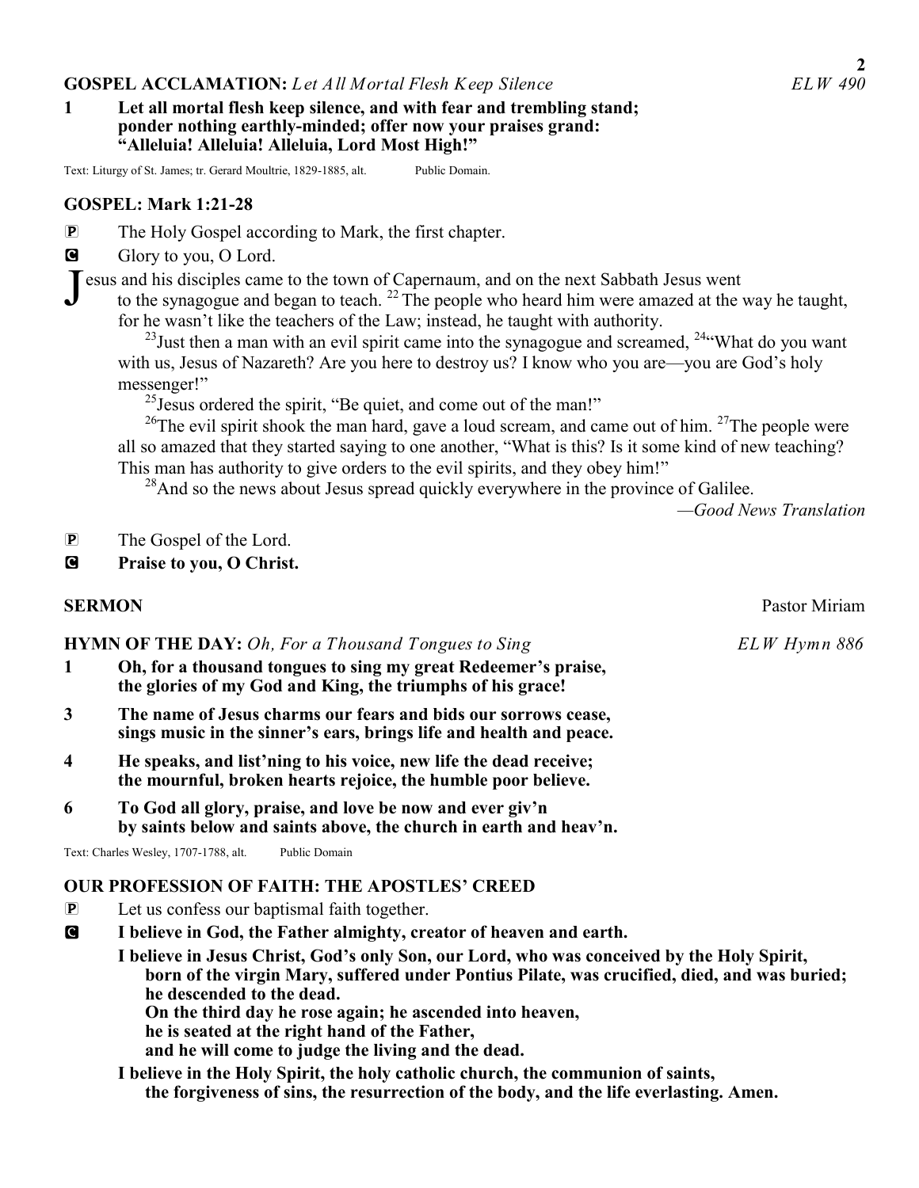**GOSPEL ACCLAMATION:** *Let All Mortal Flesh Keep Silence* *ELW 490*

**1 Let all mortal flesh keep silence, and with fear and trembling stand; ponder nothing earthly-minded; offer now your praises grand: "Alleluia! Alleluia! Alleluia, Lord Most High!"**

Text: Liturgy of St. James; tr. Gerard Moultrie, 1829-1885, alt. Public Domain.

**GOSPEL: Mark 1:21-28**

P The Holy Gospel according to Mark, the first chapter.

C Glory to you, O Lord.

Jesus and his disciples came to the town of Capernaum, and on the next Sabbath Jesus went to the synagogue and began to teach. [22] The people who heard him were amazed at the way he taught, for he wasn't like the teachers of the Law; instead, he taught with authority.

[23]Just then a man with an evil spirit came into the synagogue and screamed, [24]"What do you want with us, Jesus of Nazareth? Are you here to destroy us? I know who you are—you are God's holy messenger!"

[25]Jesus ordered the spirit, "Be quiet, and come out of the man!"

[26]The evil spirit shook the man hard, gave a loud scream, and came out of him. [27]The people were all so amazed that they started saying to one another, "What is this? Is it some kind of new teaching? This man has authority to give orders to the evil spirits, and they obey him!"

[28]And so the news about Jesus spread quickly everywhere in the province of Galilee.

—*Good News Translation*

P The Gospel of the Lord.

C **Praise to you, O Christ.**

**SERMON** Pastor Miriam

**HYMN OF THE DAY:** *Oh, For a Thousand Tongues to Sing* *ELW Hymn 886*

**1 Oh, for a thousand tongues to sing my great Redeemer's praise, the glories of my God and King, the triumphs of his grace!**

**3 The name of Jesus charms our fears and bids our sorrows cease, sings music in the sinner's ears, brings life and health and peace.**

**4 He speaks, and list'ning to his voice, new life the dead receive; the mournful, broken hearts rejoice, the humble poor believe.**

**6 To God all glory, praise, and love be now and ever giv'n by saints below and saints above, the church in earth and heav'n.**

Text: Charles Wesley, 1707-1788, alt. Public Domain

**OUR PROFESSION OF FAITH: THE APOSTLES' CREED**

P Let us confess our baptismal faith together.

C **I believe in God, the Father almighty, creator of heaven and earth.**

**I believe in Jesus Christ, God's only Son, our Lord, who was conceived by the Holy Spirit, born of the virgin Mary, suffered under Pontius Pilate, was crucified, died, and was buried; he descended to the dead.**
**On the third day he rose again; he ascended into heaven,**
**he is seated at the right hand of the Father,**
**and he will come to judge the living and the dead.**

**I believe in the Holy Spirit, the holy catholic church, the communion of saints, the forgiveness of sins, the resurrection of the body, and the life everlasting. Amen.**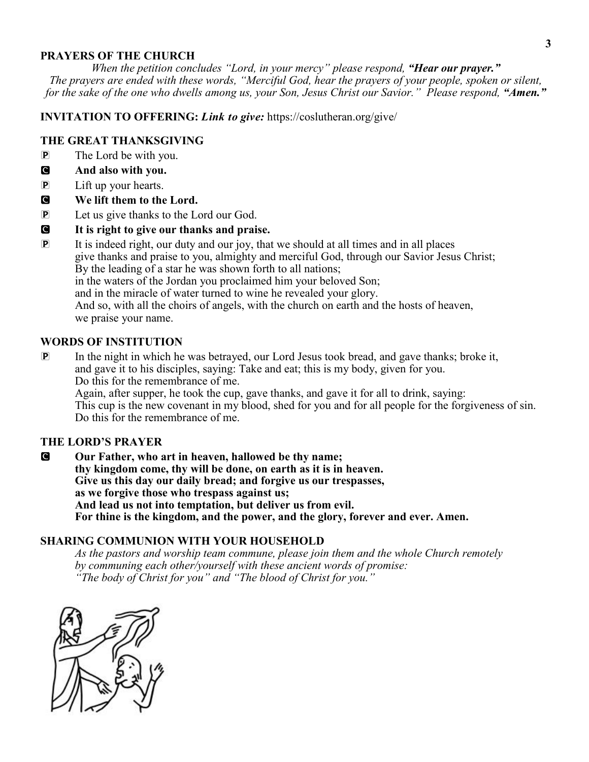## PRAYERS OF THE CHURCH

*When the petition concludes "Lord, in your mercy" please respond,* ***"Hear our prayer."***
*The prayers are ended with these words, "Merciful God, hear the prayers of your people, spoken or silent, for the sake of the one who dwells among us, your Son, Jesus Christ our Savior." Please respond,* ***"Amen."***

**INVITATION TO OFFERING:** ***Link to give:*** https://coslutheran.org/give/

## THE GREAT THANKSGIVING

P The Lord be with you.

**C And also with you.**

P Lift up your hearts.

**C We lift them to the Lord.**

P Let us give thanks to the Lord our God.

**C It is right to give our thanks and praise.**

P It is indeed right, our duty and our joy, that we should at all times and in all places give thanks and praise to you, almighty and merciful God, through our Savior Jesus Christ; By the leading of a star he was shown forth to all nations; in the waters of the Jordan you proclaimed him your beloved Son; and in the miracle of water turned to wine he revealed your glory. And so, with all the choirs of angels, with the church on earth and the hosts of heaven, we praise your name.

## WORDS OF INSTITUTION

P In the night in which he was betrayed, our Lord Jesus took bread, and gave thanks; broke it, and gave it to his disciples, saying: Take and eat; this is my body, given for you. Do this for the remembrance of me.
Again, after supper, he took the cup, gave thanks, and gave it for all to drink, saying: This cup is the new covenant in my blood, shed for you and for all people for the forgiveness of sin. Do this for the remembrance of me.

## THE LORD'S PRAYER

**C Our Father, who art in heaven, hallowed be thy name;
thy kingdom come, thy will be done, on earth as it is in heaven.
Give us this day our daily bread; and forgive us our trespasses,
as we forgive those who trespass against us;
And lead us not into temptation, but deliver us from evil.
For thine is the kingdom, and the power, and the glory, forever and ever. Amen.**

## SHARING COMMUNION WITH YOUR HOUSEHOLD

*As the pastors and worship team commune, please join them and the whole Church remotely by communing each other/yourself with these ancient words of promise:
"The body of Christ for you" and "The blood of Christ for you."*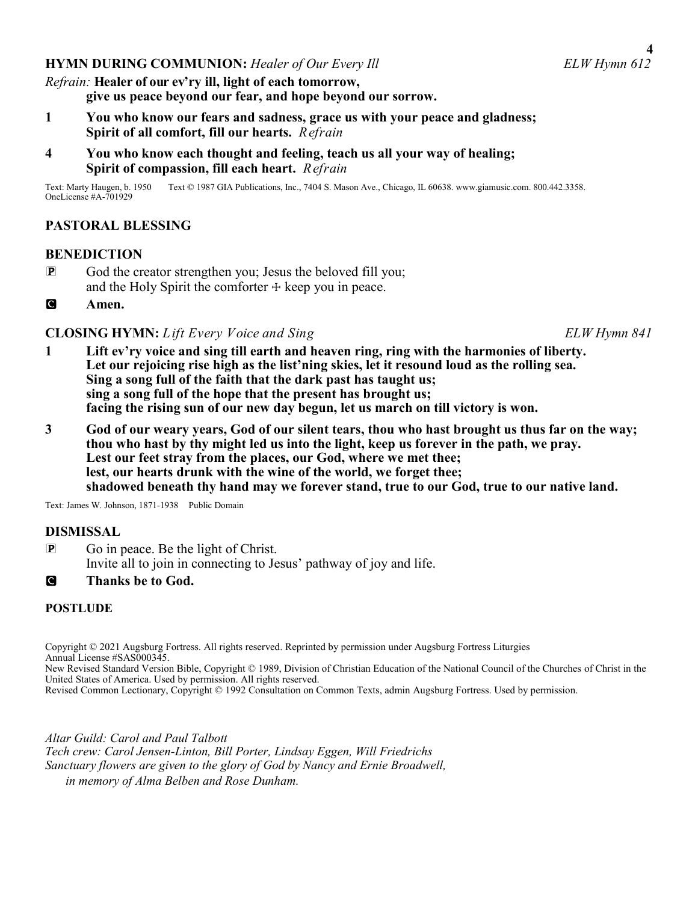**HYMN DURING COMMUNION:** *Healer of Our Every Ill* *ELW Hymn 612*

*Refrain:* **Healer of our ev'ry ill, light of each tomorrow,
give us peace beyond our fear, and hope beyond our sorrow.**

**1** **You who know our fears and sadness, grace us with your peace and gladness;
Spirit of all comfort, fill our hearts.** *Refrain*

**4** **You who know each thought and feeling, teach us all your way of healing;
Spirit of compassion, fill each heart.** *Refrain*

Text: Marty Haugen, b. 1950 Text © 1987 GIA Publications, Inc., 7404 S. Mason Ave., Chicago, IL 60638. www.giamusic.com. 800.442.3358. OneLicense #A-701929

## PASTORAL BLESSING

## BENEDICTION

P God the creator strengthen you; Jesus the beloved fill you;
and the Holy Spirit the comforter ☩ keep you in peace.

C **Amen.**

**CLOSING HYMN:** *Lift Every Voice and Sing* *ELW Hymn 841*

**1** **Lift ev'ry voice and sing till earth and heaven ring, ring with the harmonies of liberty.
Let our rejoicing rise high as the list'ning skies, let it resound loud as the rolling sea.
Sing a song full of the faith that the dark past has taught us;
sing a song full of the hope that the present has brought us;
facing the rising sun of our new day begun, let us march on till victory is won.**

**3** **God of our weary years, God of our silent tears, thou who hast brought us thus far on the way;
thou who hast by thy might led us into the light, keep us forever in the path, we pray.
Lest our feet stray from the places, our God, where we met thee;
lest, our hearts drunk with the wine of the world, we forget thee;
shadowed beneath thy hand may we forever stand, true to our God, true to our native land.**

Text: James W. Johnson, 1871-1938 Public Domain

## DISMISSAL

P Go in peace. Be the light of Christ.
Invite all to join in connecting to Jesus' pathway of joy and life.

C **Thanks be to God.**

## POSTLUDE

Copyright © 2021 Augsburg Fortress. All rights reserved. Reprinted by permission under Augsburg Fortress Liturgies Annual License #SAS000345.
New Revised Standard Version Bible, Copyright © 1989, Division of Christian Education of the National Council of the Churches of Christ in the United States of America. Used by permission. All rights reserved.
Revised Common Lectionary, Copyright © 1992 Consultation on Common Texts, admin Augsburg Fortress. Used by permission.

*Altar Guild: Carol and Paul Talbott*
*Tech crew: Carol Jensen-Linton, Bill Porter, Lindsay Eggen, Will Friedrichs*
*Sanctuary flowers are given to the glory of God by Nancy and Ernie Broadwell,
in memory of Alma Belben and Rose Dunham.*